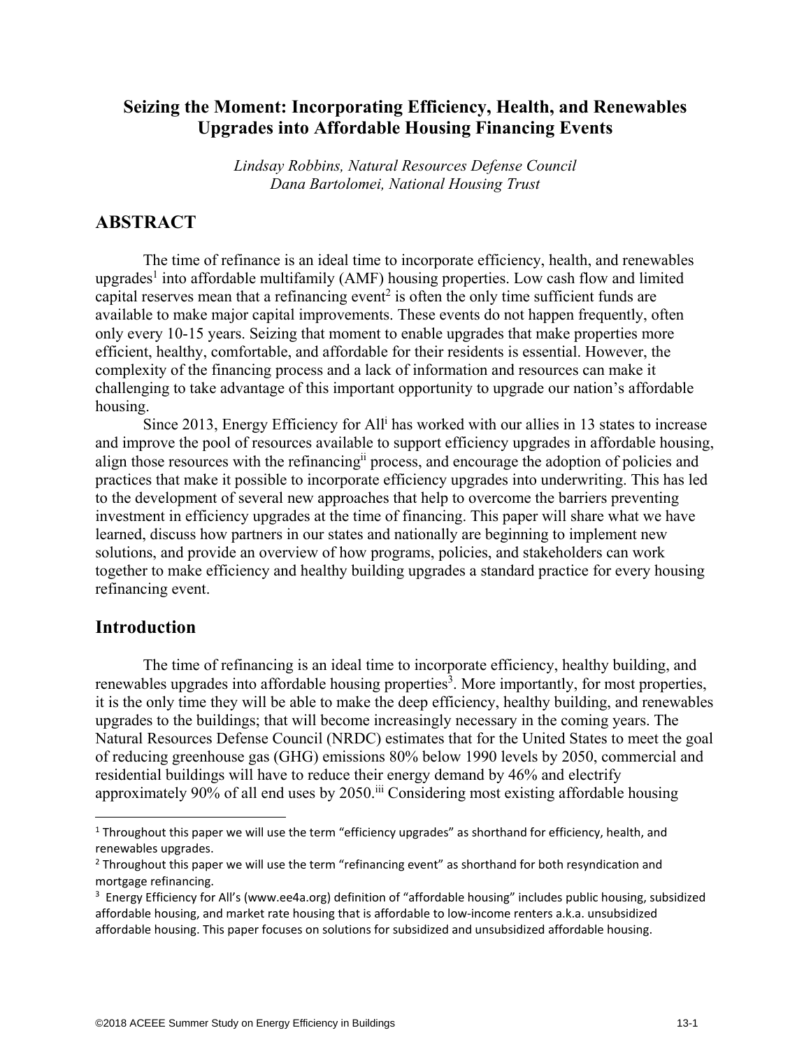# Seizing the Moment: Incorporating Efficiency, Health, and Renewables Upgrades into Affordable Housing Financing Events

*Lindsay Robbins, Natural Resources Defense Council*
*Dana Bartolomei, National Housing Trust*

## ABSTRACT

The time of refinance is an ideal time to incorporate efficiency, health, and renewables upgrades[1] into affordable multifamily (AMF) housing properties. Low cash flow and limited capital reserves mean that a refinancing event[2] is often the only time sufficient funds are available to make major capital improvements. These events do not happen frequently, often only every 10-15 years. Seizing that moment to enable upgrades that make properties more efficient, healthy, comfortable, and affordable for their residents is essential. However, the complexity of the financing process and a lack of information and resources can make it challenging to take advantage of this important opportunity to upgrade our nation's affordable housing.

Since 2013, Energy Efficiency for All[i] has worked with our allies in 13 states to increase and improve the pool of resources available to support efficiency upgrades in affordable housing, align those resources with the refinancing[ii] process, and encourage the adoption of policies and practices that make it possible to incorporate efficiency upgrades into underwriting. This has led to the development of several new approaches that help to overcome the barriers preventing investment in efficiency upgrades at the time of financing. This paper will share what we have learned, discuss how partners in our states and nationally are beginning to implement new solutions, and provide an overview of how programs, policies, and stakeholders can work together to make efficiency and healthy building upgrades a standard practice for every housing refinancing event.

## Introduction

The time of refinancing is an ideal time to incorporate efficiency, healthy building, and renewables upgrades into affordable housing properties[3]. More importantly, for most properties, it is the only time they will be able to make the deep efficiency, healthy building, and renewables upgrades to the buildings; that will become increasingly necessary in the coming years. The Natural Resources Defense Council (NRDC) estimates that for the United States to meet the goal of reducing greenhouse gas (GHG) emissions 80% below 1990 levels by 2050, commercial and residential buildings will have to reduce their energy demand by 46% and electrify approximately 90% of all end uses by 2050.[iii] Considering most existing affordable housing

---

[1] Throughout this paper we will use the term "efficiency upgrades" as shorthand for efficiency, health, and renewables upgrades.

[2] Throughout this paper we will use the term "refinancing event" as shorthand for both resyndication and mortgage refinancing.

[3] Energy Efficiency for All's (www.ee4a.org) definition of "affordable housing" includes public housing, subsidized affordable housing, and market rate housing that is affordable to low-income renters a.k.a. unsubsidized affordable housing. This paper focuses on solutions for subsidized and unsubsidized affordable housing.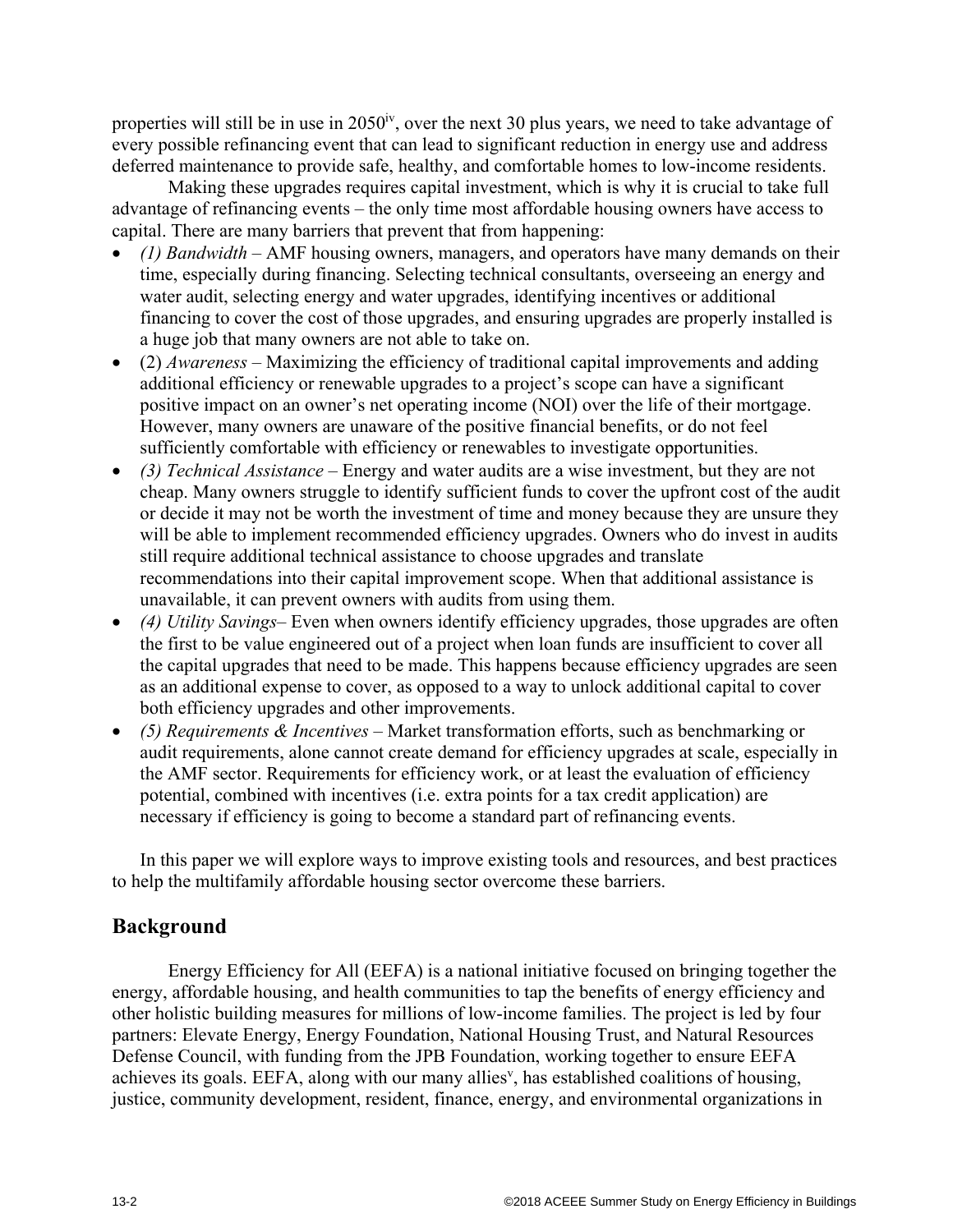properties will still be in use in 2050[iv], over the next 30 plus years, we need to take advantage of every possible refinancing event that can lead to significant reduction in energy use and address deferred maintenance to provide safe, healthy, and comfortable homes to low-income residents.

Making these upgrades requires capital investment, which is why it is crucial to take full advantage of refinancing events – the only time most affordable housing owners have access to capital. There are many barriers that prevent that from happening:

- *(1) Bandwidth* – AMF housing owners, managers, and operators have many demands on their time, especially during financing. Selecting technical consultants, overseeing an energy and water audit, selecting energy and water upgrades, identifying incentives or additional financing to cover the cost of those upgrades, and ensuring upgrades are properly installed is a huge job that many owners are not able to take on.
- (2) *Awareness* – Maximizing the efficiency of traditional capital improvements and adding additional efficiency or renewable upgrades to a project's scope can have a significant positive impact on an owner's net operating income (NOI) over the life of their mortgage. However, many owners are unaware of the positive financial benefits, or do not feel sufficiently comfortable with efficiency or renewables to investigate opportunities.
- *(3) Technical Assistance* – Energy and water audits are a wise investment, but they are not cheap. Many owners struggle to identify sufficient funds to cover the upfront cost of the audit or decide it may not be worth the investment of time and money because they are unsure they will be able to implement recommended efficiency upgrades. Owners who do invest in audits still require additional technical assistance to choose upgrades and translate recommendations into their capital improvement scope. When that additional assistance is unavailable, it can prevent owners with audits from using them.
- *(4) Utility Savings*– Even when owners identify efficiency upgrades, those upgrades are often the first to be value engineered out of a project when loan funds are insufficient to cover all the capital upgrades that need to be made. This happens because efficiency upgrades are seen as an additional expense to cover, as opposed to a way to unlock additional capital to cover both efficiency upgrades and other improvements.
- *(5) Requirements & Incentives* – Market transformation efforts, such as benchmarking or audit requirements, alone cannot create demand for efficiency upgrades at scale, especially in the AMF sector. Requirements for efficiency work, or at least the evaluation of efficiency potential, combined with incentives (i.e. extra points for a tax credit application) are necessary if efficiency is going to become a standard part of refinancing events.

In this paper we will explore ways to improve existing tools and resources, and best practices to help the multifamily affordable housing sector overcome these barriers.

## Background

Energy Efficiency for All (EEFA) is a national initiative focused on bringing together the energy, affordable housing, and health communities to tap the benefits of energy efficiency and other holistic building measures for millions of low-income families. The project is led by four partners: Elevate Energy, Energy Foundation, National Housing Trust, and Natural Resources Defense Council, with funding from the JPB Foundation, working together to ensure EEFA achieves its goals. EEFA, along with our many allies[v], has established coalitions of housing, justice, community development, resident, finance, energy, and environmental organizations in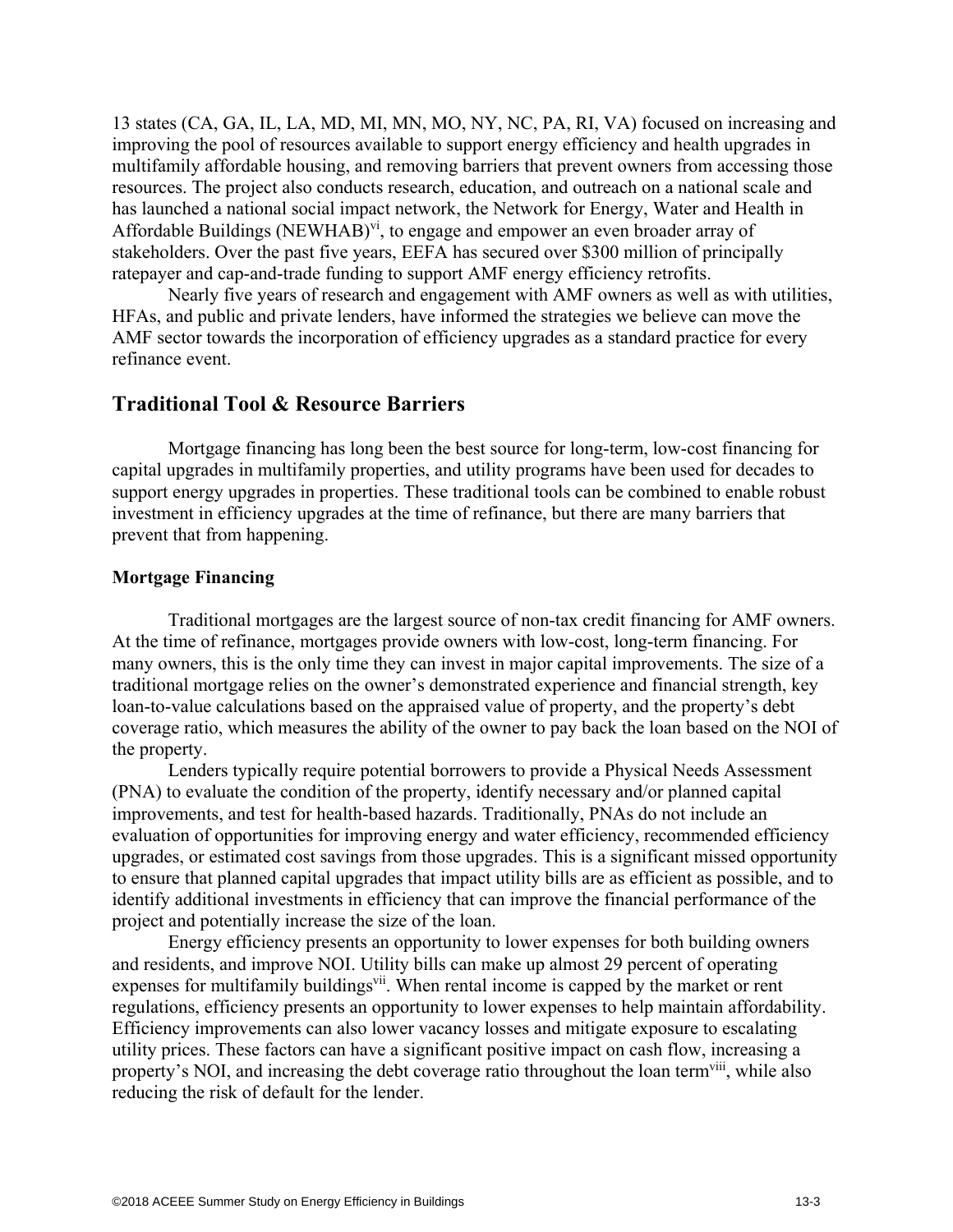13 states (CA, GA, IL, LA, MD, MI, MN, MO, NY, NC, PA, RI, VA) focused on increasing and improving the pool of resources available to support energy efficiency and health upgrades in multifamily affordable housing, and removing barriers that prevent owners from accessing those resources. The project also conducts research, education, and outreach on a national scale and has launched a national social impact network, the Network for Energy, Water and Health in Affordable Buildings (NEWHAB)[vi], to engage and empower an even broader array of stakeholders. Over the past five years, EEFA has secured over $300 million of principally ratepayer and cap-and-trade funding to support AMF energy efficiency retrofits.

Nearly five years of research and engagement with AMF owners as well as with utilities, HFAs, and public and private lenders, have informed the strategies we believe can move the AMF sector towards the incorporation of efficiency upgrades as a standard practice for every refinance event.

## Traditional Tool & Resource Barriers

Mortgage financing has long been the best source for long-term, low-cost financing for capital upgrades in multifamily properties, and utility programs have been used for decades to support energy upgrades in properties. These traditional tools can be combined to enable robust investment in efficiency upgrades at the time of refinance, but there are many barriers that prevent that from happening.

### Mortgage Financing

Traditional mortgages are the largest source of non-tax credit financing for AMF owners. At the time of refinance, mortgages provide owners with low-cost, long-term financing. For many owners, this is the only time they can invest in major capital improvements. The size of a traditional mortgage relies on the owner's demonstrated experience and financial strength, key loan-to-value calculations based on the appraised value of property, and the property's debt coverage ratio, which measures the ability of the owner to pay back the loan based on the NOI of the property.

Lenders typically require potential borrowers to provide a Physical Needs Assessment (PNA) to evaluate the condition of the property, identify necessary and/or planned capital improvements, and test for health-based hazards. Traditionally, PNAs do not include an evaluation of opportunities for improving energy and water efficiency, recommended efficiency upgrades, or estimated cost savings from those upgrades. This is a significant missed opportunity to ensure that planned capital upgrades that impact utility bills are as efficient as possible, and to identify additional investments in efficiency that can improve the financial performance of the project and potentially increase the size of the loan.

Energy efficiency presents an opportunity to lower expenses for both building owners and residents, and improve NOI. Utility bills can make up almost 29 percent of operating expenses for multifamily buildings[vii]. When rental income is capped by the market or rent regulations, efficiency presents an opportunity to lower expenses to help maintain affordability. Efficiency improvements can also lower vacancy losses and mitigate exposure to escalating utility prices. These factors can have a significant positive impact on cash flow, increasing a property's NOI, and increasing the debt coverage ratio throughout the loan term[viii], while also reducing the risk of default for the lender.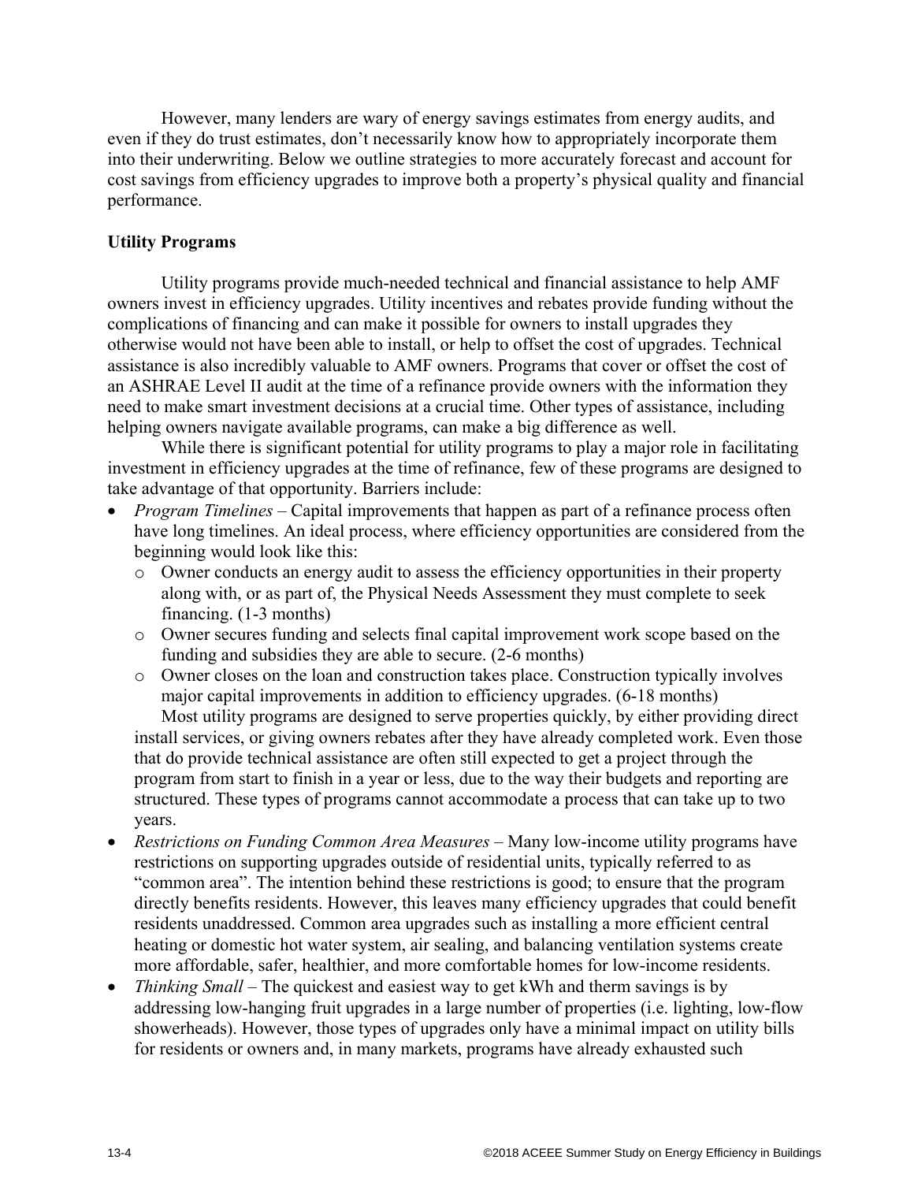However, many lenders are wary of energy savings estimates from energy audits, and even if they do trust estimates, don't necessarily know how to appropriately incorporate them into their underwriting. Below we outline strategies to more accurately forecast and account for cost savings from efficiency upgrades to improve both a property's physical quality and financial performance.

**Utility Programs**

Utility programs provide much-needed technical and financial assistance to help AMF owners invest in efficiency upgrades. Utility incentives and rebates provide funding without the complications of financing and can make it possible for owners to install upgrades they otherwise would not have been able to install, or help to offset the cost of upgrades. Technical assistance is also incredibly valuable to AMF owners. Programs that cover or offset the cost of an ASHRAE Level II audit at the time of a refinance provide owners with the information they need to make smart investment decisions at a crucial time. Other types of assistance, including helping owners navigate available programs, can make a big difference as well.

While there is significant potential for utility programs to play a major role in facilitating investment in efficiency upgrades at the time of refinance, few of these programs are designed to take advantage of that opportunity. Barriers include:

- *Program Timelines* – Capital improvements that happen as part of a refinance process often have long timelines. An ideal process, where efficiency opportunities are considered from the beginning would look like this:
  - Owner conducts an energy audit to assess the efficiency opportunities in their property along with, or as part of, the Physical Needs Assessment they must complete to seek financing. (1-3 months)
  - Owner secures funding and selects final capital improvement work scope based on the funding and subsidies they are able to secure. (2-6 months)
  - Owner closes on the loan and construction takes place. Construction typically involves major capital improvements in addition to efficiency upgrades. (6-18 months)

  Most utility programs are designed to serve properties quickly, by either providing direct install services, or giving owners rebates after they have already completed work. Even those that do provide technical assistance are often still expected to get a project through the program from start to finish in a year or less, due to the way their budgets and reporting are structured. These types of programs cannot accommodate a process that can take up to two years.
- *Restrictions on Funding Common Area Measures* – Many low-income utility programs have restrictions on supporting upgrades outside of residential units, typically referred to as "common area". The intention behind these restrictions is good; to ensure that the program directly benefits residents. However, this leaves many efficiency upgrades that could benefit residents unaddressed. Common area upgrades such as installing a more efficient central heating or domestic hot water system, air sealing, and balancing ventilation systems create more affordable, safer, healthier, and more comfortable homes for low-income residents.
- *Thinking Small* – The quickest and easiest way to get kWh and therm savings is by addressing low-hanging fruit upgrades in a large number of properties (i.e. lighting, low-flow showerheads). However, those types of upgrades only have a minimal impact on utility bills for residents or owners and, in many markets, programs have already exhausted such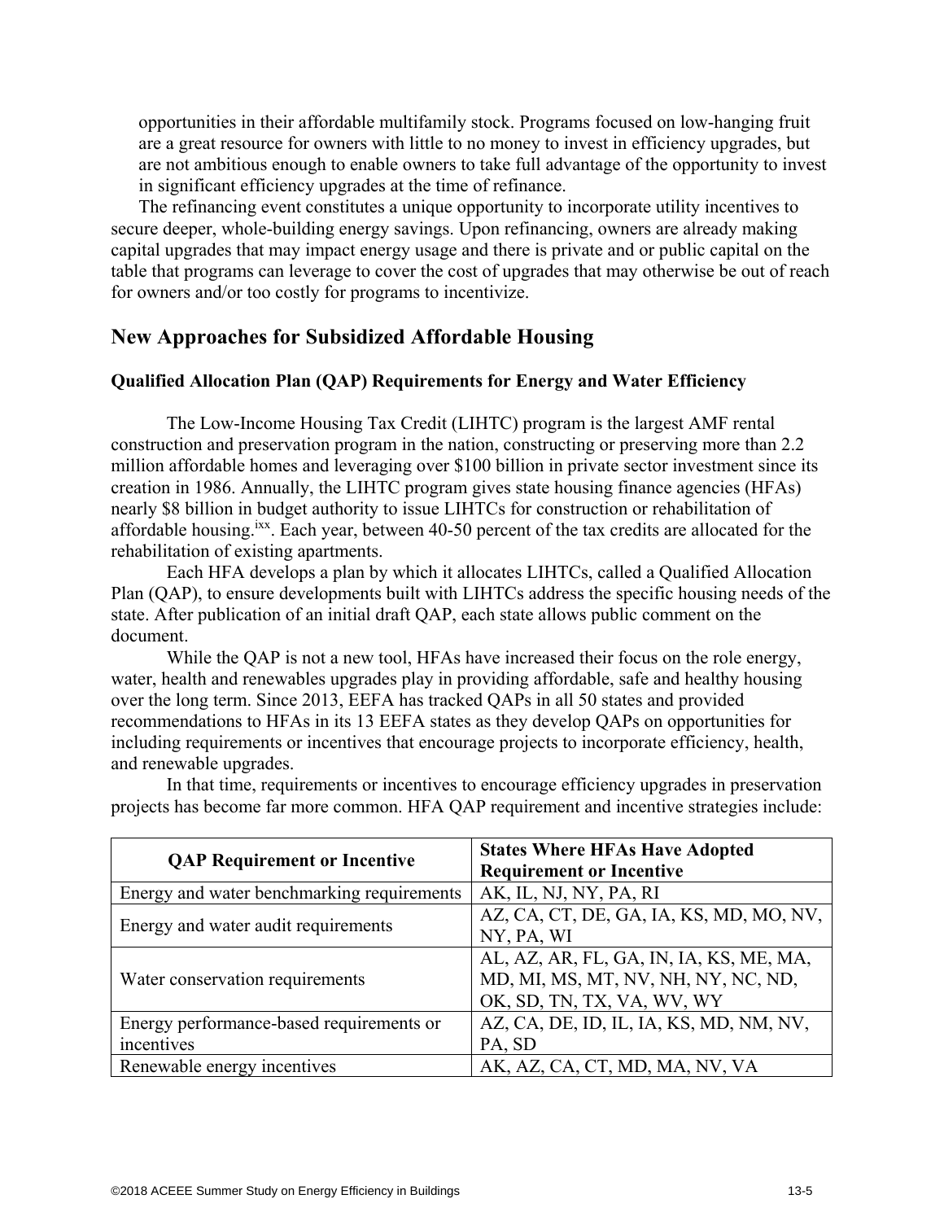opportunities in their affordable multifamily stock. Programs focused on low-hanging fruit are a great resource for owners with little to no money to invest in efficiency upgrades, but are not ambitious enough to enable owners to take full advantage of the opportunity to invest in significant efficiency upgrades at the time of refinance.

The refinancing event constitutes a unique opportunity to incorporate utility incentives to secure deeper, whole-building energy savings. Upon refinancing, owners are already making capital upgrades that may impact energy usage and there is private and or public capital on the table that programs can leverage to cover the cost of upgrades that may otherwise be out of reach for owners and/or too costly for programs to incentivize.

## New Approaches for Subsidized Affordable Housing

### Qualified Allocation Plan (QAP) Requirements for Energy and Water Efficiency

The Low-Income Housing Tax Credit (LIHTC) program is the largest AMF rental construction and preservation program in the nation, constructing or preserving more than 2.2 million affordable homes and leveraging over $100 billion in private sector investment since its creation in 1986. Annually, the LIHTC program gives state housing finance agencies (HFAs) nearly $8 billion in budget authority to issue LIHTCs for construction or rehabilitation of affordable housing.[ixx]. Each year, between 40-50 percent of the tax credits are allocated for the rehabilitation of existing apartments.

Each HFA develops a plan by which it allocates LIHTCs, called a Qualified Allocation Plan (QAP), to ensure developments built with LIHTCs address the specific housing needs of the state. After publication of an initial draft QAP, each state allows public comment on the document.

While the QAP is not a new tool, HFAs have increased their focus on the role energy, water, health and renewables upgrades play in providing affordable, safe and healthy housing over the long term. Since 2013, EEFA has tracked QAPs in all 50 states and provided recommendations to HFAs in its 13 EEFA states as they develop QAPs on opportunities for including requirements or incentives that encourage projects to incorporate efficiency, health, and renewable upgrades.

In that time, requirements or incentives to encourage efficiency upgrades in preservation projects has become far more common. HFA QAP requirement and incentive strategies include:

| QAP Requirement or Incentive | States Where HFAs Have Adopted Requirement or Incentive |
|---|---|
| Energy and water benchmarking requirements | AK, IL, NJ, NY, PA, RI |
| Energy and water audit requirements | AZ, CA, CT, DE, GA, IA, KS, MD, MO, NV, NY, PA, WI |
| Water conservation requirements | AL, AZ, AR, FL, GA, IN, IA, KS, ME, MA, MD, MI, MS, MT, NV, NH, NY, NC, ND, OK, SD, TN, TX, VA, WV, WY |
| Energy performance-based requirements or incentives | AZ, CA, DE, ID, IL, IA, KS, MD, NM, NV, PA, SD |
| Renewable energy incentives | AK, AZ, CA, CT, MD, MA, NV, VA |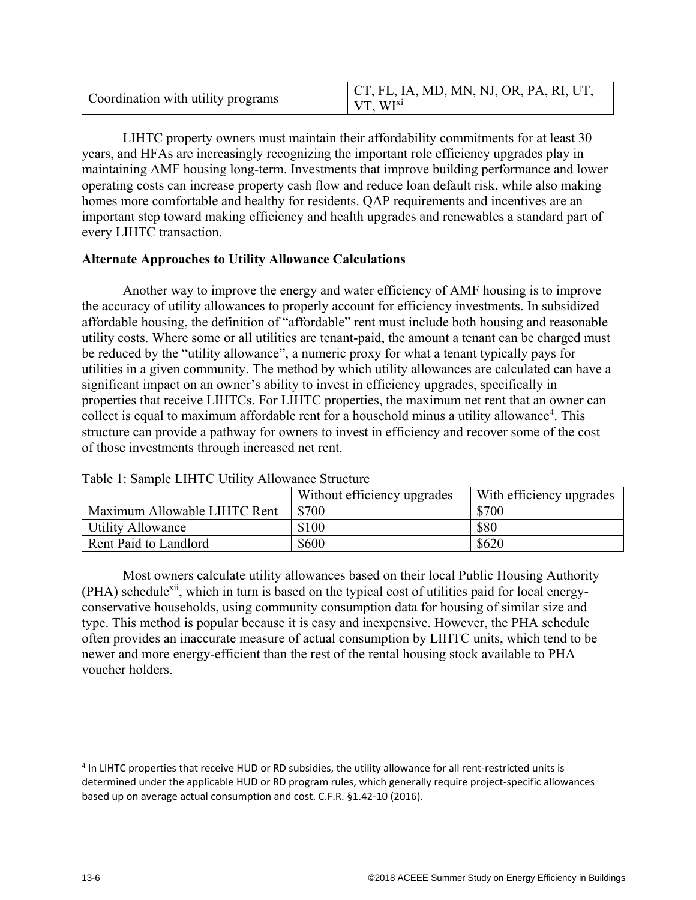| Coordination with utility programs | CT, FL, IA, MD, MN, NJ, OR, PA, RI, UT, VT, WI[xi] |
|---|---|

LIHTC property owners must maintain their affordability commitments for at least 30 years, and HFAs are increasingly recognizing the important role efficiency upgrades play in maintaining AMF housing long-term. Investments that improve building performance and lower operating costs can increase property cash flow and reduce loan default risk, while also making homes more comfortable and healthy for residents. QAP requirements and incentives are an important step toward making efficiency and health upgrades and renewables a standard part of every LIHTC transaction.

**Alternate Approaches to Utility Allowance Calculations**

Another way to improve the energy and water efficiency of AMF housing is to improve the accuracy of utility allowances to properly account for efficiency investments. In subsidized affordable housing, the definition of "affordable" rent must include both housing and reasonable utility costs. Where some or all utilities are tenant-paid, the amount a tenant can be charged must be reduced by the "utility allowance", a numeric proxy for what a tenant typically pays for utilities in a given community. The method by which utility allowances are calculated can have a significant impact on an owner's ability to invest in efficiency upgrades, specifically in properties that receive LIHTCs. For LIHTC properties, the maximum net rent that an owner can collect is equal to maximum affordable rent for a household minus a utility allowance[4]. This structure can provide a pathway for owners to invest in efficiency and recover some of the cost of those investments through increased net rent.

Table 1: Sample LIHTC Utility Allowance Structure

| | Without efficiency upgrades | With efficiency upgrades |
|---|---|---|
| Maximum Allowable LIHTC Rent | $700 | $700 |
| Utility Allowance | $100 | $80 |
| Rent Paid to Landlord | $600 | $620 |

Most owners calculate utility allowances based on their local Public Housing Authority (PHA) schedule[xii], which in turn is based on the typical cost of utilities paid for local energy-conservative households, using community consumption data for housing of similar size and type. This method is popular because it is easy and inexpensive. However, the PHA schedule often provides an inaccurate measure of actual consumption by LIHTC units, which tend to be newer and more energy-efficient than the rest of the rental housing stock available to PHA voucher holders.

[4] In LIHTC properties that receive HUD or RD subsidies, the utility allowance for all rent-restricted units is determined under the applicable HUD or RD program rules, which generally require project-specific allowances based up on average actual consumption and cost. C.F.R. §1.42-10 (2016).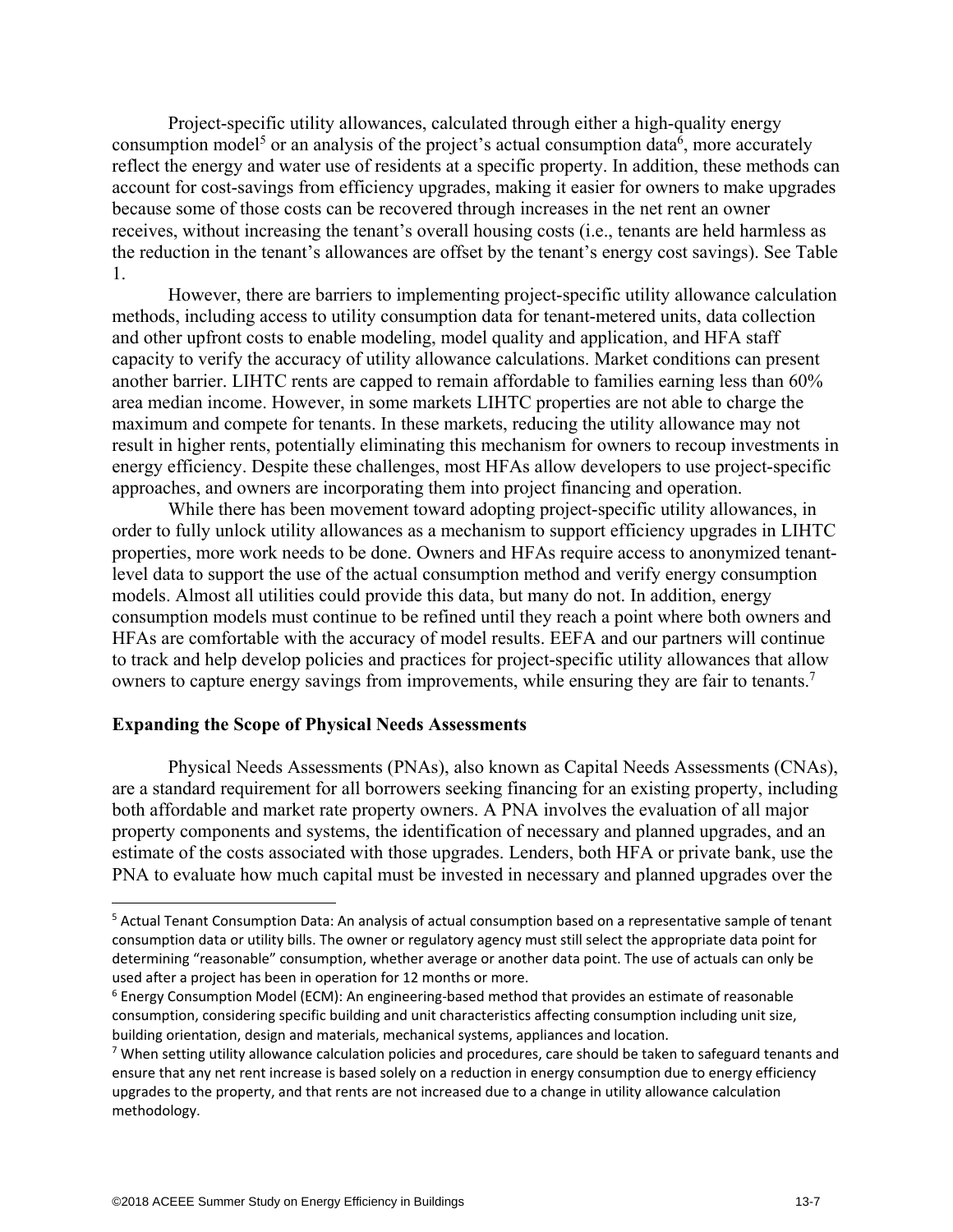Project-specific utility allowances, calculated through either a high-quality energy consumption model[5] or an analysis of the project's actual consumption data[6], more accurately reflect the energy and water use of residents at a specific property. In addition, these methods can account for cost-savings from efficiency upgrades, making it easier for owners to make upgrades because some of those costs can be recovered through increases in the net rent an owner receives, without increasing the tenant's overall housing costs (i.e., tenants are held harmless as the reduction in the tenant's allowances are offset by the tenant's energy cost savings). See Table 1.

However, there are barriers to implementing project-specific utility allowance calculation methods, including access to utility consumption data for tenant-metered units, data collection and other upfront costs to enable modeling, model quality and application, and HFA staff capacity to verify the accuracy of utility allowance calculations. Market conditions can present another barrier. LIHTC rents are capped to remain affordable to families earning less than 60% area median income. However, in some markets LIHTC properties are not able to charge the maximum and compete for tenants. In these markets, reducing the utility allowance may not result in higher rents, potentially eliminating this mechanism for owners to recoup investments in energy efficiency. Despite these challenges, most HFAs allow developers to use project-specific approaches, and owners are incorporating them into project financing and operation.

While there has been movement toward adopting project-specific utility allowances, in order to fully unlock utility allowances as a mechanism to support efficiency upgrades in LIHTC properties, more work needs to be done. Owners and HFAs require access to anonymized tenant-level data to support the use of the actual consumption method and verify energy consumption models. Almost all utilities could provide this data, but many do not. In addition, energy consumption models must continue to be refined until they reach a point where both owners and HFAs are comfortable with the accuracy of model results. EEFA and our partners will continue to track and help develop policies and practices for project-specific utility allowances that allow owners to capture energy savings from improvements, while ensuring they are fair to tenants.[7]

## Expanding the Scope of Physical Needs Assessments

Physical Needs Assessments (PNAs), also known as Capital Needs Assessments (CNAs), are a standard requirement for all borrowers seeking financing for an existing property, including both affordable and market rate property owners. A PNA involves the evaluation of all major property components and systems, the identification of necessary and planned upgrades, and an estimate of the costs associated with those upgrades. Lenders, both HFA or private bank, use the PNA to evaluate how much capital must be invested in necessary and planned upgrades over the

---

[5] Actual Tenant Consumption Data: An analysis of actual consumption based on a representative sample of tenant consumption data or utility bills. The owner or regulatory agency must still select the appropriate data point for determining "reasonable" consumption, whether average or another data point. The use of actuals can only be used after a project has been in operation for 12 months or more.

[6] Energy Consumption Model (ECM): An engineering-based method that provides an estimate of reasonable consumption, considering specific building and unit characteristics affecting consumption including unit size, building orientation, design and materials, mechanical systems, appliances and location.

[7] When setting utility allowance calculation policies and procedures, care should be taken to safeguard tenants and ensure that any net rent increase is based solely on a reduction in energy consumption due to energy efficiency upgrades to the property, and that rents are not increased due to a change in utility allowance calculation methodology.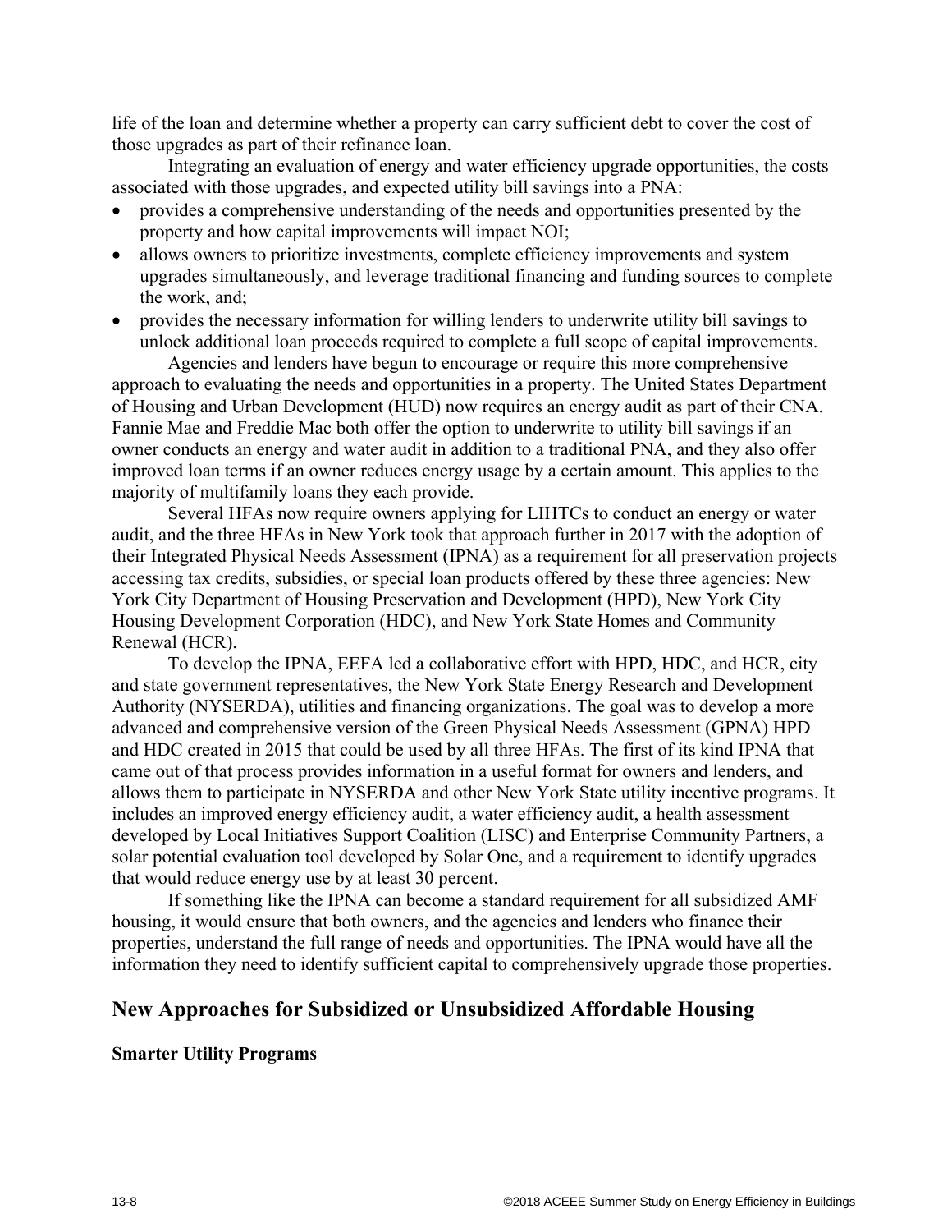life of the loan and determine whether a property can carry sufficient debt to cover the cost of those upgrades as part of their refinance loan.

Integrating an evaluation of energy and water efficiency upgrade opportunities, the costs associated with those upgrades, and expected utility bill savings into a PNA:

- provides a comprehensive understanding of the needs and opportunities presented by the property and how capital improvements will impact NOI;
- allows owners to prioritize investments, complete efficiency improvements and system upgrades simultaneously, and leverage traditional financing and funding sources to complete the work, and;
- provides the necessary information for willing lenders to underwrite utility bill savings to unlock additional loan proceeds required to complete a full scope of capital improvements.

Agencies and lenders have begun to encourage or require this more comprehensive approach to evaluating the needs and opportunities in a property. The United States Department of Housing and Urban Development (HUD) now requires an energy audit as part of their CNA. Fannie Mae and Freddie Mac both offer the option to underwrite to utility bill savings if an owner conducts an energy and water audit in addition to a traditional PNA, and they also offer improved loan terms if an owner reduces energy usage by a certain amount. This applies to the majority of multifamily loans they each provide.

Several HFAs now require owners applying for LIHTCs to conduct an energy or water audit, and the three HFAs in New York took that approach further in 2017 with the adoption of their Integrated Physical Needs Assessment (IPNA) as a requirement for all preservation projects accessing tax credits, subsidies, or special loan products offered by these three agencies: New York City Department of Housing Preservation and Development (HPD), New York City Housing Development Corporation (HDC), and New York State Homes and Community Renewal (HCR).

To develop the IPNA, EEFA led a collaborative effort with HPD, HDC, and HCR, city and state government representatives, the New York State Energy Research and Development Authority (NYSERDA), utilities and financing organizations. The goal was to develop a more advanced and comprehensive version of the Green Physical Needs Assessment (GPNA) HPD and HDC created in 2015 that could be used by all three HFAs. The first of its kind IPNA that came out of that process provides information in a useful format for owners and lenders, and allows them to participate in NYSERDA and other New York State utility incentive programs. It includes an improved energy efficiency audit, a water efficiency audit, a health assessment developed by Local Initiatives Support Coalition (LISC) and Enterprise Community Partners, a solar potential evaluation tool developed by Solar One, and a requirement to identify upgrades that would reduce energy use by at least 30 percent.

If something like the IPNA can become a standard requirement for all subsidized AMF housing, it would ensure that both owners, and the agencies and lenders who finance their properties, understand the full range of needs and opportunities. The IPNA would have all the information they need to identify sufficient capital to comprehensively upgrade those properties.

## New Approaches for Subsidized or Unsubsidized Affordable Housing

### Smarter Utility Programs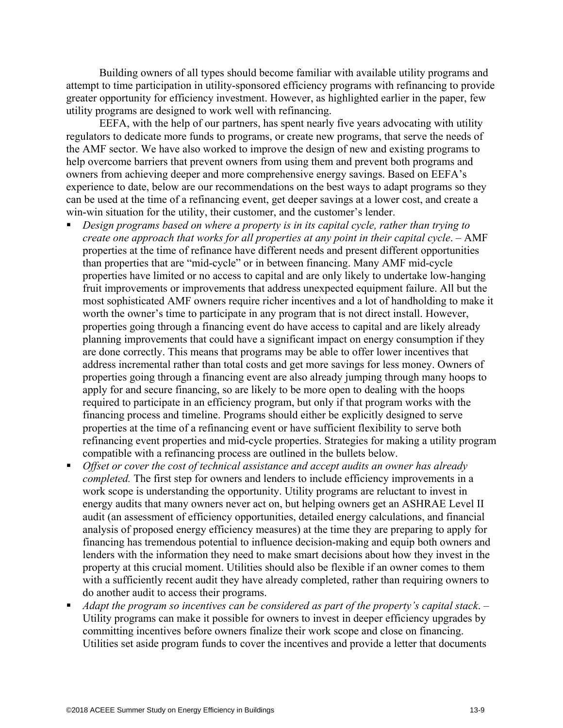Building owners of all types should become familiar with available utility programs and attempt to time participation in utility-sponsored efficiency programs with refinancing to provide greater opportunity for efficiency investment. However, as highlighted earlier in the paper, few utility programs are designed to work well with refinancing.

EEFA, with the help of our partners, has spent nearly five years advocating with utility regulators to dedicate more funds to programs, or create new programs, that serve the needs of the AMF sector. We have also worked to improve the design of new and existing programs to help overcome barriers that prevent owners from using them and prevent both programs and owners from achieving deeper and more comprehensive energy savings. Based on EEFA's experience to date, below are our recommendations on the best ways to adapt programs so they can be used at the time of a refinancing event, get deeper savings at a lower cost, and create a win-win situation for the utility, their customer, and the customer's lender.

- *Design programs based on where a property is in its capital cycle, rather than trying to create one approach that works for all properties at any point in their capital cycle*. – AMF properties at the time of refinance have different needs and present different opportunities than properties that are "mid-cycle" or in between financing. Many AMF mid-cycle properties have limited or no access to capital and are only likely to undertake low-hanging fruit improvements or improvements that address unexpected equipment failure. All but the most sophisticated AMF owners require richer incentives and a lot of handholding to make it worth the owner's time to participate in any program that is not direct install. However, properties going through a financing event do have access to capital and are likely already planning improvements that could have a significant impact on energy consumption if they are done correctly. This means that programs may be able to offer lower incentives that address incremental rather than total costs and get more savings for less money. Owners of properties going through a financing event are also already jumping through many hoops to apply for and secure financing, so are likely to be more open to dealing with the hoops required to participate in an efficiency program, but only if that program works with the financing process and timeline. Programs should either be explicitly designed to serve properties at the time of a refinancing event or have sufficient flexibility to serve both refinancing event properties and mid-cycle properties. Strategies for making a utility program compatible with a refinancing process are outlined in the bullets below.
- *Offset or cover the cost of technical assistance and accept audits an owner has already completed.* The first step for owners and lenders to include efficiency improvements in a work scope is understanding the opportunity. Utility programs are reluctant to invest in energy audits that many owners never act on, but helping owners get an ASHRAE Level II audit (an assessment of efficiency opportunities, detailed energy calculations, and financial analysis of proposed energy efficiency measures) at the time they are preparing to apply for financing has tremendous potential to influence decision-making and equip both owners and lenders with the information they need to make smart decisions about how they invest in the property at this crucial moment. Utilities should also be flexible if an owner comes to them with a sufficiently recent audit they have already completed, rather than requiring owners to do another audit to access their programs.
- *Adapt the program so incentives can be considered as part of the property's capital stack*. – Utility programs can make it possible for owners to invest in deeper efficiency upgrades by committing incentives before owners finalize their work scope and close on financing. Utilities set aside program funds to cover the incentives and provide a letter that documents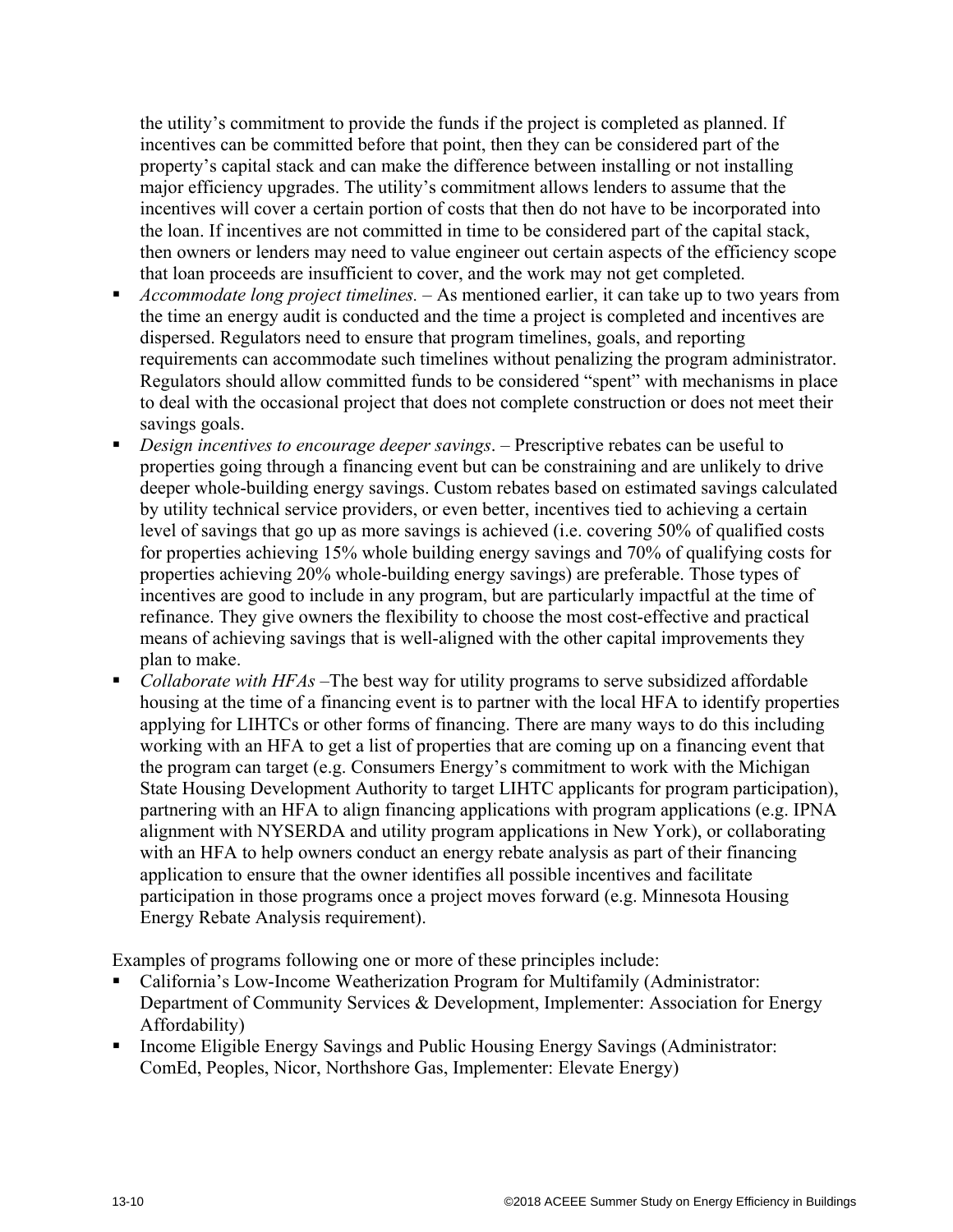the utility's commitment to provide the funds if the project is completed as planned. If incentives can be committed before that point, then they can be considered part of the property's capital stack and can make the difference between installing or not installing major efficiency upgrades. The utility's commitment allows lenders to assume that the incentives will cover a certain portion of costs that then do not have to be incorporated into the loan. If incentives are not committed in time to be considered part of the capital stack, then owners or lenders may need to value engineer out certain aspects of the efficiency scope that loan proceeds are insufficient to cover, and the work may not get completed.

- *Accommodate long project timelines.* – As mentioned earlier, it can take up to two years from the time an energy audit is conducted and the time a project is completed and incentives are dispersed. Regulators need to ensure that program timelines, goals, and reporting requirements can accommodate such timelines without penalizing the program administrator. Regulators should allow committed funds to be considered "spent" with mechanisms in place to deal with the occasional project that does not complete construction or does not meet their savings goals.
- *Design incentives to encourage deeper savings*. – Prescriptive rebates can be useful to properties going through a financing event but can be constraining and are unlikely to drive deeper whole-building energy savings. Custom rebates based on estimated savings calculated by utility technical service providers, or even better, incentives tied to achieving a certain level of savings that go up as more savings is achieved (i.e. covering 50% of qualified costs for properties achieving 15% whole building energy savings and 70% of qualifying costs for properties achieving 20% whole-building energy savings) are preferable. Those types of incentives are good to include in any program, but are particularly impactful at the time of refinance. They give owners the flexibility to choose the most cost-effective and practical means of achieving savings that is well-aligned with the other capital improvements they plan to make.
- *Collaborate with HFAs* –The best way for utility programs to serve subsidized affordable housing at the time of a financing event is to partner with the local HFA to identify properties applying for LIHTCs or other forms of financing. There are many ways to do this including working with an HFA to get a list of properties that are coming up on a financing event that the program can target (e.g. Consumers Energy's commitment to work with the Michigan State Housing Development Authority to target LIHTC applicants for program participation), partnering with an HFA to align financing applications with program applications (e.g. IPNA alignment with NYSERDA and utility program applications in New York), or collaborating with an HFA to help owners conduct an energy rebate analysis as part of their financing application to ensure that the owner identifies all possible incentives and facilitate participation in those programs once a project moves forward (e.g. Minnesota Housing Energy Rebate Analysis requirement).

Examples of programs following one or more of these principles include:

- California's Low-Income Weatherization Program for Multifamily (Administrator: Department of Community Services & Development, Implementer: Association for Energy Affordability)
- Income Eligible Energy Savings and Public Housing Energy Savings (Administrator: ComEd, Peoples, Nicor, Northshore Gas, Implementer: Elevate Energy)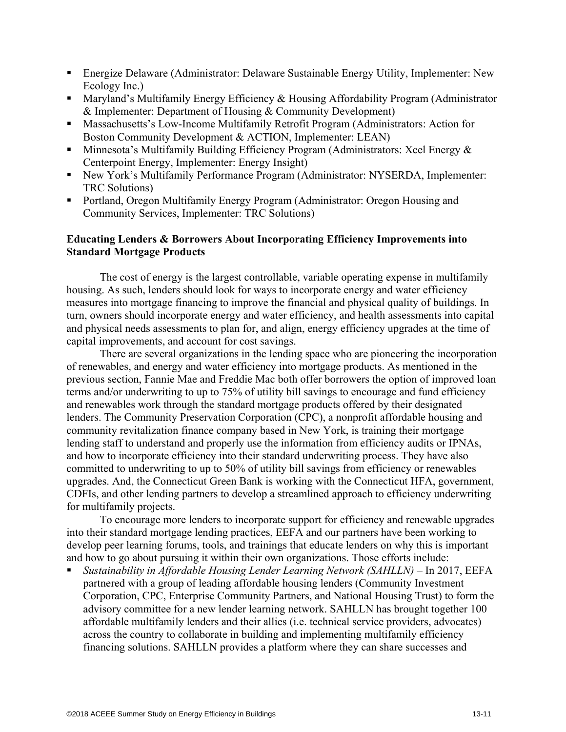- Energize Delaware (Administrator: Delaware Sustainable Energy Utility, Implementer: New Ecology Inc.)
- Maryland's Multifamily Energy Efficiency & Housing Affordability Program (Administrator & Implementer: Department of Housing & Community Development)
- Massachusetts's Low-Income Multifamily Retrofit Program (Administrators: Action for Boston Community Development & ACTION, Implementer: LEAN)
- Minnesota's Multifamily Building Efficiency Program (Administrators: Xcel Energy & Centerpoint Energy, Implementer: Energy Insight)
- New York's Multifamily Performance Program (Administrator: NYSERDA, Implementer: TRC Solutions)
- Portland, Oregon Multifamily Energy Program (Administrator: Oregon Housing and Community Services, Implementer: TRC Solutions)

**Educating Lenders & Borrowers About Incorporating Efficiency Improvements into Standard Mortgage Products**

The cost of energy is the largest controllable, variable operating expense in multifamily housing. As such, lenders should look for ways to incorporate energy and water efficiency measures into mortgage financing to improve the financial and physical quality of buildings. In turn, owners should incorporate energy and water efficiency, and health assessments into capital and physical needs assessments to plan for, and align, energy efficiency upgrades at the time of capital improvements, and account for cost savings.

There are several organizations in the lending space who are pioneering the incorporation of renewables, and energy and water efficiency into mortgage products. As mentioned in the previous section, Fannie Mae and Freddie Mac both offer borrowers the option of improved loan terms and/or underwriting to up to 75% of utility bill savings to encourage and fund efficiency and renewables work through the standard mortgage products offered by their designated lenders. The Community Preservation Corporation (CPC), a nonprofit affordable housing and community revitalization finance company based in New York, is training their mortgage lending staff to understand and properly use the information from efficiency audits or IPNAs, and how to incorporate efficiency into their standard underwriting process. They have also committed to underwriting to up to 50% of utility bill savings from efficiency or renewables upgrades. And, the Connecticut Green Bank is working with the Connecticut HFA, government, CDFIs, and other lending partners to develop a streamlined approach to efficiency underwriting for multifamily projects.

To encourage more lenders to incorporate support for efficiency and renewable upgrades into their standard mortgage lending practices, EEFA and our partners have been working to develop peer learning forums, tools, and trainings that educate lenders on why this is important and how to go about pursuing it within their own organizations. Those efforts include:

- *Sustainability in Affordable Housing Lender Learning Network (SAHLLN)* – In 2017, EEFA partnered with a group of leading affordable housing lenders (Community Investment Corporation, CPC, Enterprise Community Partners, and National Housing Trust) to form the advisory committee for a new lender learning network. SAHLLN has brought together 100 affordable multifamily lenders and their allies (i.e. technical service providers, advocates) across the country to collaborate in building and implementing multifamily efficiency financing solutions. SAHLLN provides a platform where they can share successes and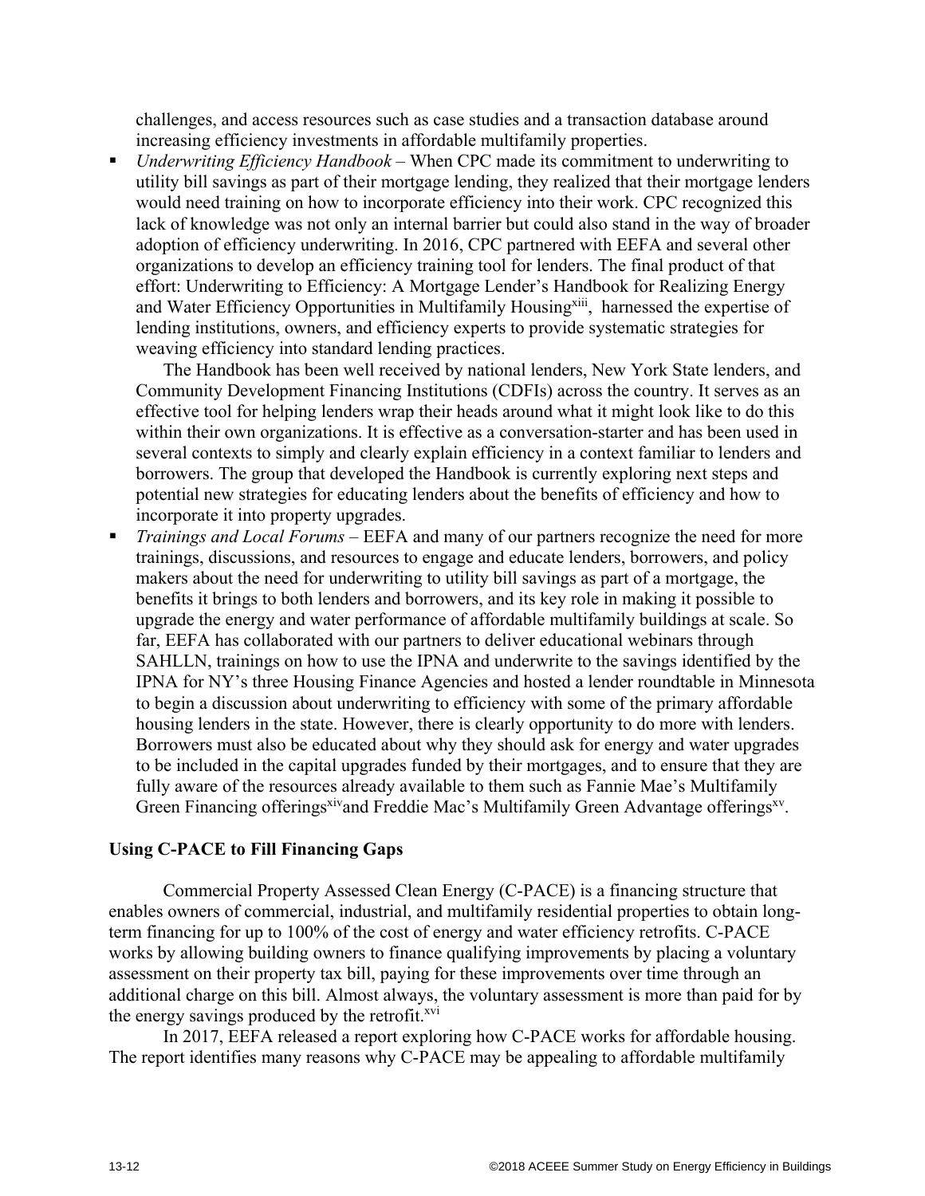challenges, and access resources such as case studies and a transaction database around increasing efficiency investments in affordable multifamily properties.

- *Underwriting Efficiency Handbook* – When CPC made its commitment to underwriting to utility bill savings as part of their mortgage lending, they realized that their mortgage lenders would need training on how to incorporate efficiency into their work. CPC recognized this lack of knowledge was not only an internal barrier but could also stand in the way of broader adoption of efficiency underwriting. In 2016, CPC partnered with EEFA and several other organizations to develop an efficiency training tool for lenders. The final product of that effort: Underwriting to Efficiency: A Mortgage Lender's Handbook for Realizing Energy and Water Efficiency Opportunities in Multifamily Housing[xiii], harnessed the expertise of lending institutions, owners, and efficiency experts to provide systematic strategies for weaving efficiency into standard lending practices.

  The Handbook has been well received by national lenders, New York State lenders, and Community Development Financing Institutions (CDFIs) across the country. It serves as an effective tool for helping lenders wrap their heads around what it might look like to do this within their own organizations. It is effective as a conversation-starter and has been used in several contexts to simply and clearly explain efficiency in a context familiar to lenders and borrowers. The group that developed the Handbook is currently exploring next steps and potential new strategies for educating lenders about the benefits of efficiency and how to incorporate it into property upgrades.

- *Trainings and Local Forums* – EEFA and many of our partners recognize the need for more trainings, discussions, and resources to engage and educate lenders, borrowers, and policy makers about the need for underwriting to utility bill savings as part of a mortgage, the benefits it brings to both lenders and borrowers, and its key role in making it possible to upgrade the energy and water performance of affordable multifamily buildings at scale. So far, EEFA has collaborated with our partners to deliver educational webinars through SAHLLN, trainings on how to use the IPNA and underwrite to the savings identified by the IPNA for NY's three Housing Finance Agencies and hosted a lender roundtable in Minnesota to begin a discussion about underwriting to efficiency with some of the primary affordable housing lenders in the state. However, there is clearly opportunity to do more with lenders. Borrowers must also be educated about why they should ask for energy and water upgrades to be included in the capital upgrades funded by their mortgages, and to ensure that they are fully aware of the resources already available to them such as Fannie Mae's Multifamily Green Financing offerings[xiv]and Freddie Mac's Multifamily Green Advantage offerings[xv].

**Using C-PACE to Fill Financing Gaps**

Commercial Property Assessed Clean Energy (C-PACE) is a financing structure that enables owners of commercial, industrial, and multifamily residential properties to obtain long-term financing for up to 100% of the cost of energy and water efficiency retrofits. C-PACE works by allowing building owners to finance qualifying improvements by placing a voluntary assessment on their property tax bill, paying for these improvements over time through an additional charge on this bill. Almost always, the voluntary assessment is more than paid for by the energy savings produced by the retrofit.[xvi]

In 2017, EEFA released a report exploring how C-PACE works for affordable housing. The report identifies many reasons why C-PACE may be appealing to affordable multifamily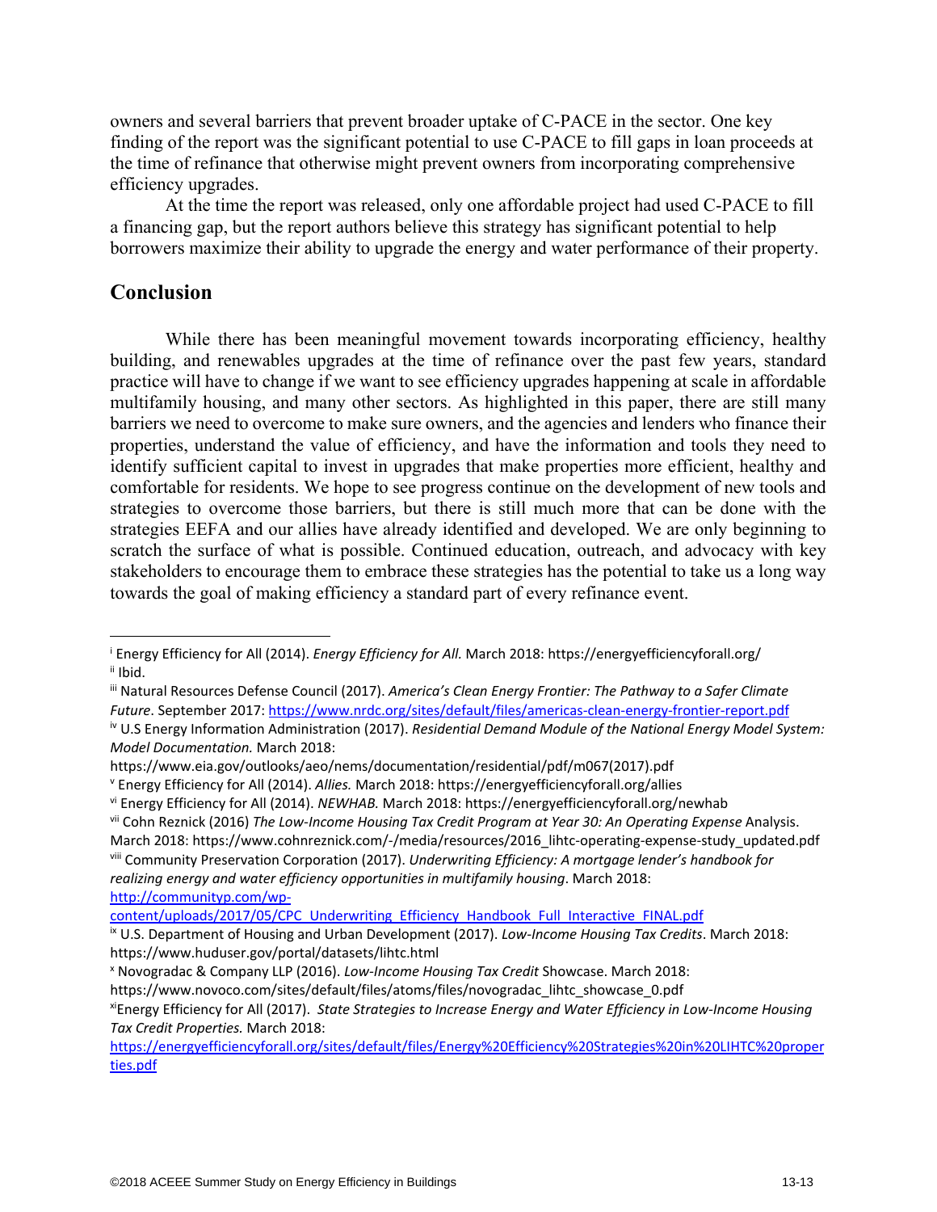owners and several barriers that prevent broader uptake of C-PACE in the sector. One key finding of the report was the significant potential to use C-PACE to fill gaps in loan proceeds at the time of refinance that otherwise might prevent owners from incorporating comprehensive efficiency upgrades.

At the time the report was released, only one affordable project had used C-PACE to fill a financing gap, but the report authors believe this strategy has significant potential to help borrowers maximize their ability to upgrade the energy and water performance of their property.

## Conclusion

While there has been meaningful movement towards incorporating efficiency, healthy building, and renewables upgrades at the time of refinance over the past few years, standard practice will have to change if we want to see efficiency upgrades happening at scale in affordable multifamily housing, and many other sectors. As highlighted in this paper, there are still many barriers we need to overcome to make sure owners, and the agencies and lenders who finance their properties, understand the value of efficiency, and have the information and tools they need to identify sufficient capital to invest in upgrades that make properties more efficient, healthy and comfortable for residents. We hope to see progress continue on the development of new tools and strategies to overcome those barriers, but there is still much more that can be done with the strategies EEFA and our allies have already identified and developed. We are only beginning to scratch the surface of what is possible. Continued education, outreach, and advocacy with key stakeholders to encourage them to embrace these strategies has the potential to take us a long way towards the goal of making efficiency a standard part of every refinance event.

---

[i] Energy Efficiency for All (2014). *Energy Efficiency for All.* March 2018: https://energyefficiencyforall.org/

[ii] Ibid.

[iii] Natural Resources Defense Council (2017). *America's Clean Energy Frontier: The Pathway to a Safer Climate Future*. September 2017: https://www.nrdc.org/sites/default/files/americas-clean-energy-frontier-report.pdf

[iv] U.S Energy Information Administration (2017). *Residential Demand Module of the National Energy Model System: Model Documentation.* March 2018: https://www.eia.gov/outlooks/aeo/nems/documentation/residential/pdf/m067(2017).pdf

[v] Energy Efficiency for All (2014). *Allies.* March 2018: https://energyefficiencyforall.org/allies

[vi] Energy Efficiency for All (2014). *NEWHAB.* March 2018: https://energyefficiencyforall.org/newhab

[vii] Cohn Reznick (2016) *The Low-Income Housing Tax Credit Program at Year 30: An Operating Expense* Analysis. March 2018: https://www.cohnreznick.com/-/media/resources/2016_lihtc-operating-expense-study_updated.pdf

[viii] Community Preservation Corporation (2017). *Underwriting Efficiency: A mortgage lender's handbook for realizing energy and water efficiency opportunities in multifamily housing*. March 2018: http://communityp.com/wp-content/uploads/2017/05/CPC_Underwriting_Efficiency_Handbook_Full_Interactive_FINAL.pdf

[ix] U.S. Department of Housing and Urban Development (2017). *Low-Income Housing Tax Credits*. March 2018: https://www.huduser.gov/portal/datasets/lihtc.html

[x] Novogradac & Company LLP (2016). *Low-Income Housing Tax Credit* Showcase. March 2018: https://www.novoco.com/sites/default/files/atoms/files/novogradac_lihtc_showcase_0.pdf

[xi] Energy Efficiency for All (2017). *State Strategies to Increase Energy and Water Efficiency in Low-Income Housing Tax Credit Properties.* March 2018: https://energyefficiencyforall.org/sites/default/files/Energy%20Efficiency%20Strategies%20in%20LIHTC%20properties.pdf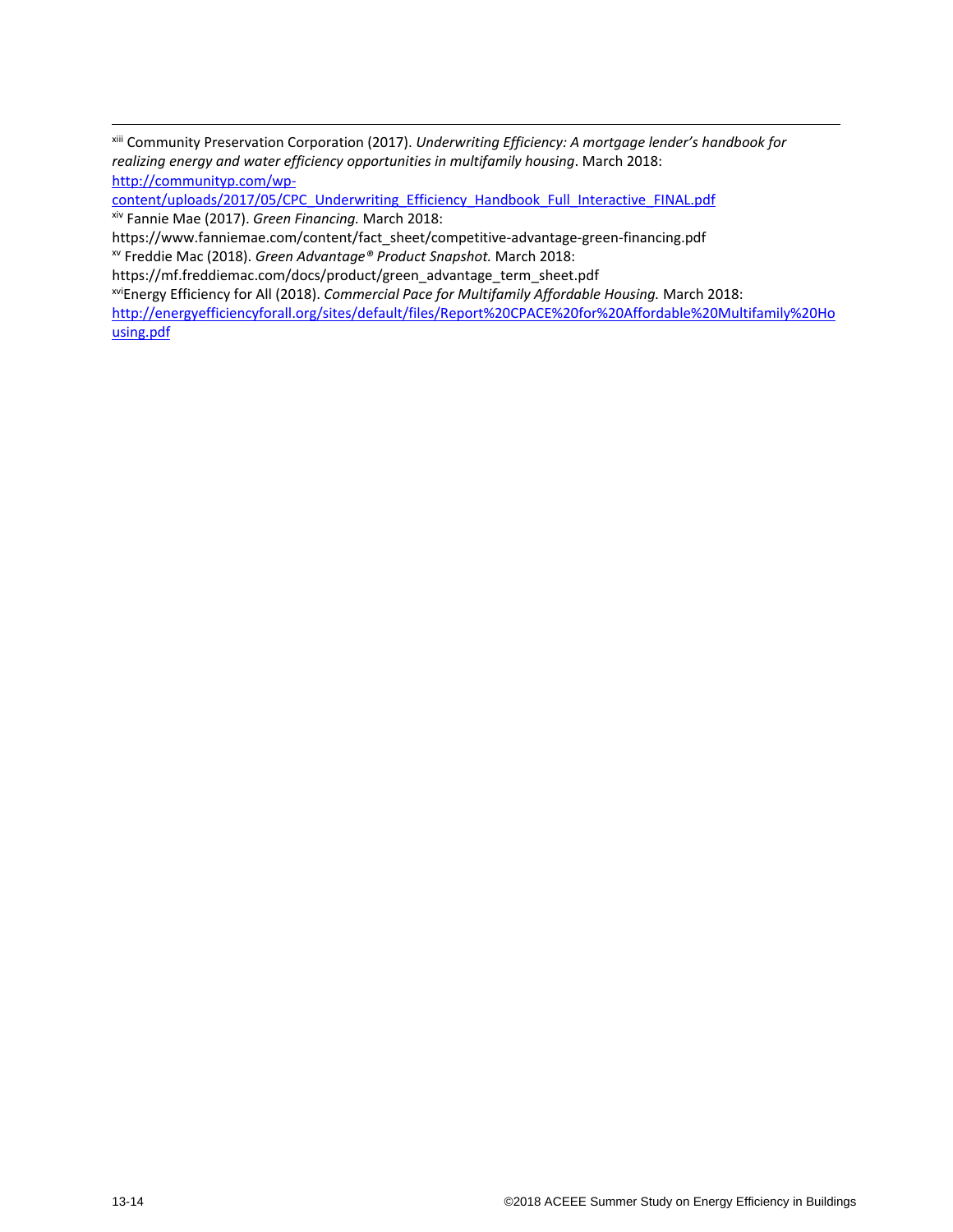---

[xiii] Community Preservation Corporation (2017). *Underwriting Efficiency: A mortgage lender's handbook for realizing energy and water efficiency opportunities in multifamily housing*. March 2018: http://communityp.com/wp-content/uploads/2017/05/CPC_Underwriting_Efficiency_Handbook_Full_Interactive_FINAL.pdf

[xiv] Fannie Mae (2017). *Green Financing.* March 2018: https://www.fanniemae.com/content/fact_sheet/competitive-advantage-green-financing.pdf

[xv] Freddie Mac (2018). *Green Advantage® Product Snapshot.* March 2018: https://mf.freddiemac.com/docs/product/green_advantage_term_sheet.pdf

[xvi] Energy Efficiency for All (2018). *Commercial Pace for Multifamily Affordable Housing.* March 2018: http://energyefficiencyforall.org/sites/default/files/Report%20CPACE%20for%20Affordable%20Multifamily%20Housing.pdf